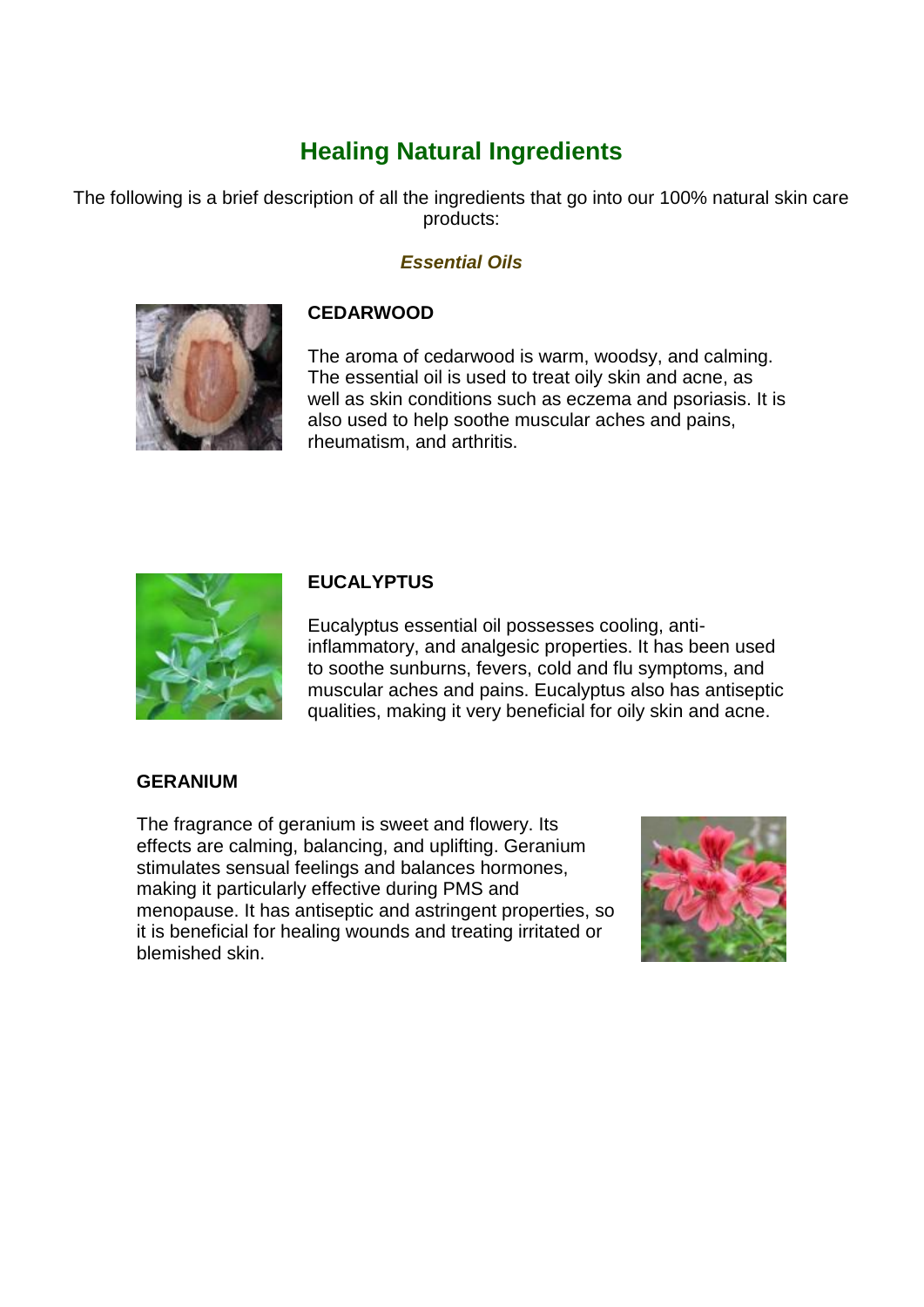# Healing Natural Ingredients

The following is a brief description of all the ingredients that go into our 100% natural skin care products:

## *Essential Oils*

### CEDARWOOD

The aroma of cedarwood is warm, woodsy, and calming. The essential oil is used to treat oily skin and acne, as well as skin conditions such as eczema and psoriasis. It is also used to help soothe muscular aches and pains, rheumatism, and arthritis.

### EUCALYPTUS

Eucalyptus essential oil possesses cooling, anti-inflammatory, and analgesic properties. It has been used to soothe sunburns, fevers, cold and flu symptoms, and muscular aches and pains. Eucalyptus also has antiseptic qualities, making it very beneficial for oily skin and acne.

### GERANIUM

The fragrance of geranium is sweet and flowery. Its effects are calming, balancing, and uplifting. Geranium stimulates sensual feelings and balances hormones, making it particularly effective during PMS and menopause. It has antiseptic and astringent properties, so it is beneficial for healing wounds and treating irritated or blemished skin.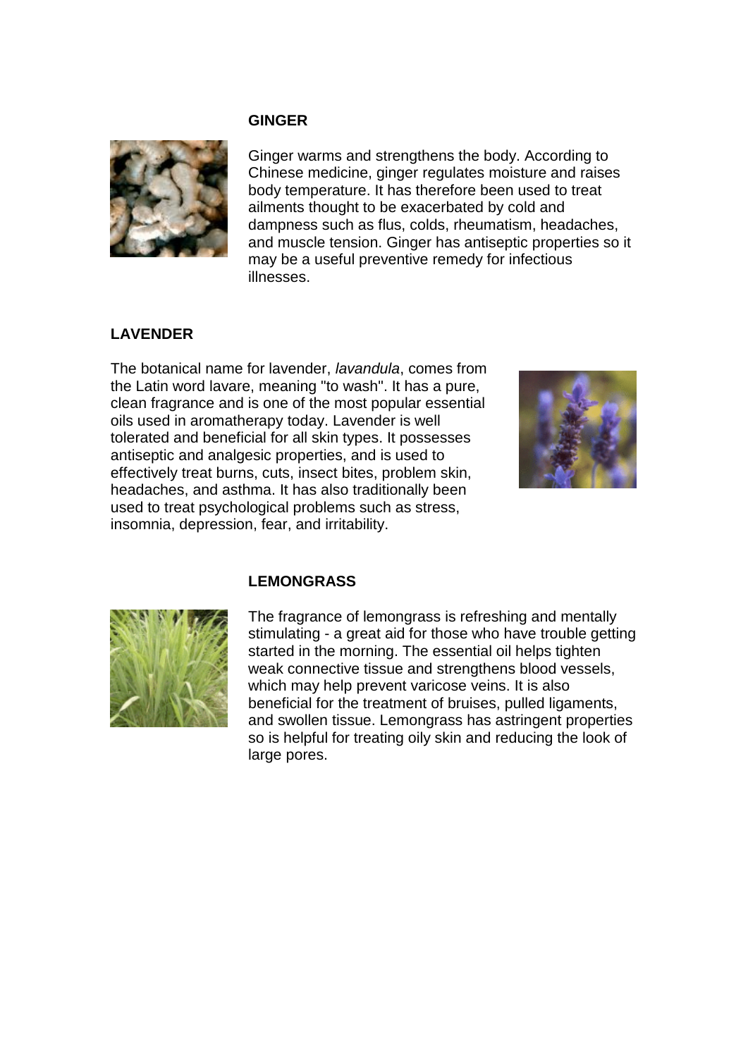## GINGER

Ginger warms and strengthens the body. According to Chinese medicine, ginger regulates moisture and raises body temperature. It has therefore been used to treat ailments thought to be exacerbated by cold and dampness such as flus, colds, rheumatism, headaches, and muscle tension. Ginger has antiseptic properties so it may be a useful preventive remedy for infectious illnesses.

## LAVENDER

The botanical name for lavender, *lavandula*, comes from the Latin word lavare, meaning "to wash". It has a pure, clean fragrance and is one of the most popular essential oils used in aromatherapy today. Lavender is well tolerated and beneficial for all skin types. It possesses antiseptic and analgesic properties, and is used to effectively treat burns, cuts, insect bites, problem skin, headaches, and asthma. It has also traditionally been used to treat psychological problems such as stress, insomnia, depression, fear, and irritability.

## LEMONGRASS

The fragrance of lemongrass is refreshing and mentally stimulating - a great aid for those who have trouble getting started in the morning. The essential oil helps tighten weak connective tissue and strengthens blood vessels, which may help prevent varicose veins. It is also beneficial for the treatment of bruises, pulled ligaments, and swollen tissue. Lemongrass has astringent properties so is helpful for treating oily skin and reducing the look of large pores.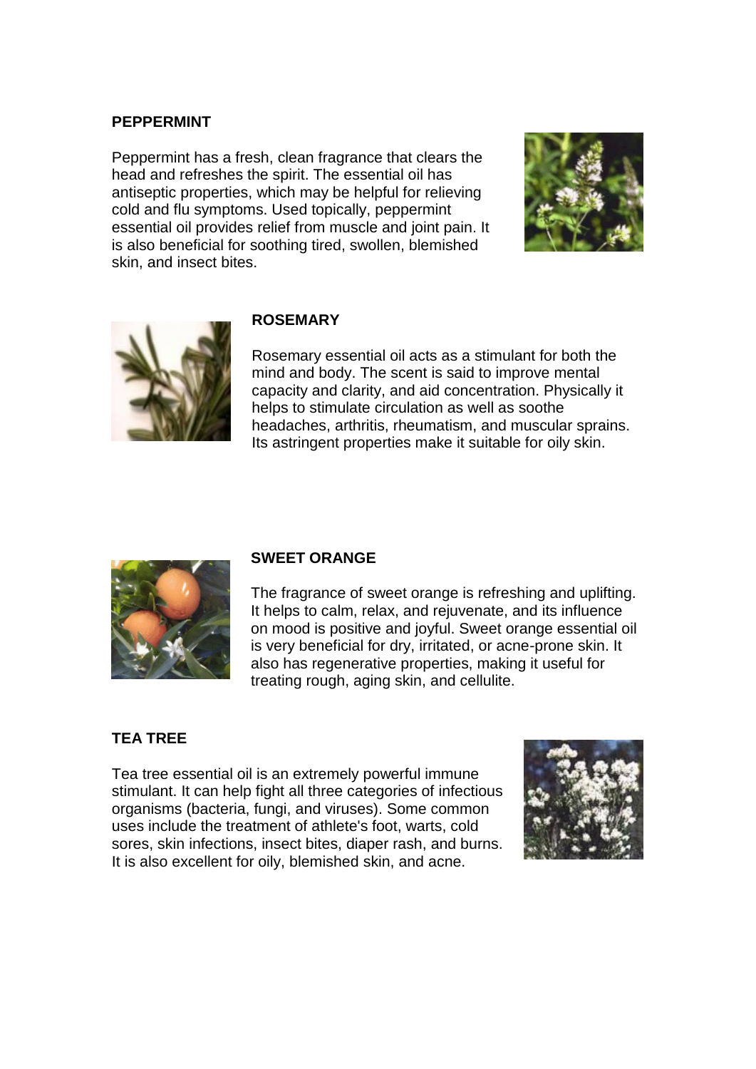## PEPPERMINT

Peppermint has a fresh, clean fragrance that clears the head and refreshes the spirit. The essential oil has antiseptic properties, which may be helpful for relieving cold and flu symptoms. Used topically, peppermint essential oil provides relief from muscle and joint pain. It is also beneficial for soothing tired, swollen, blemished skin, and insect bites.

## ROSEMARY

Rosemary essential oil acts as a stimulant for both the mind and body. The scent is said to improve mental capacity and clarity, and aid concentration. Physically it helps to stimulate circulation as well as soothe headaches, arthritis, rheumatism, and muscular sprains. Its astringent properties make it suitable for oily skin.

## SWEET ORANGE

The fragrance of sweet orange is refreshing and uplifting. It helps to calm, relax, and rejuvenate, and its influence on mood is positive and joyful. Sweet orange essential oil is very beneficial for dry, irritated, or acne-prone skin. It also has regenerative properties, making it useful for treating rough, aging skin, and cellulite.

## TEA TREE

Tea tree essential oil is an extremely powerful immune stimulant. It can help fight all three categories of infectious organisms (bacteria, fungi, and viruses). Some common uses include the treatment of athlete's foot, warts, cold sores, skin infections, insect bites, diaper rash, and burns. It is also excellent for oily, blemished skin, and acne.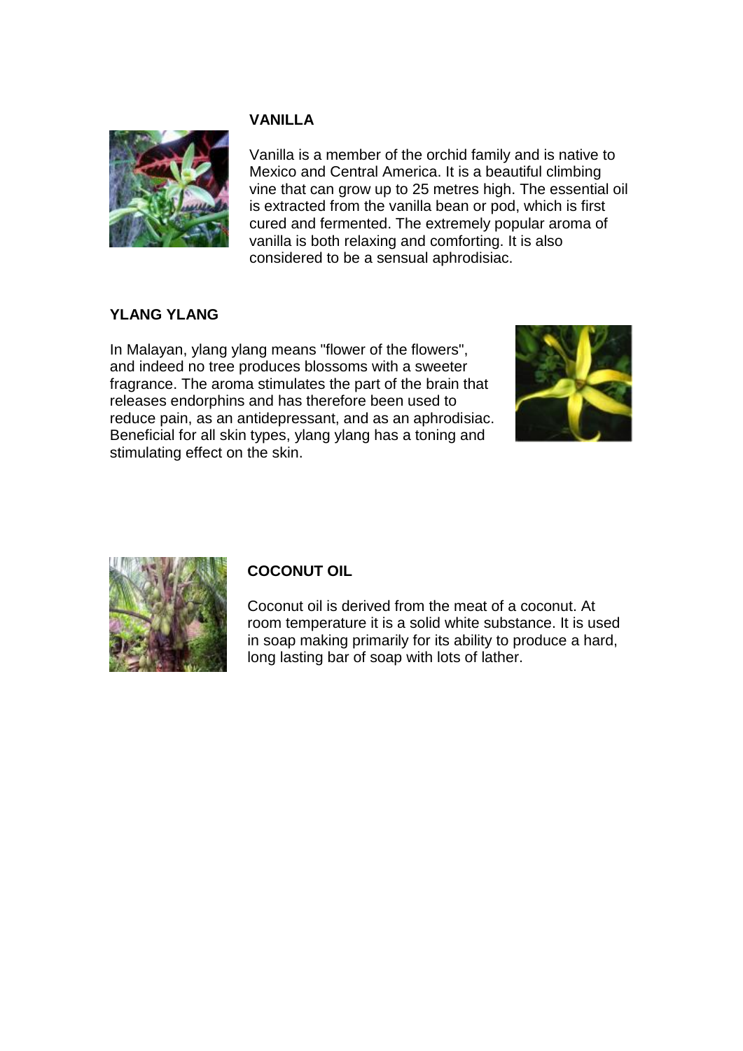## VANILLA

Vanilla is a member of the orchid family and is native to Mexico and Central America. It is a beautiful climbing vine that can grow up to 25 metres high. The essential oil is extracted from the vanilla bean or pod, which is first cured and fermented. The extremely popular aroma of vanilla is both relaxing and comforting. It is also considered to be a sensual aphrodisiac.

## YLANG YLANG

In Malayan, ylang ylang means "flower of the flowers", and indeed no tree produces blossoms with a sweeter fragrance. The aroma stimulates the part of the brain that releases endorphins and has therefore been used to reduce pain, as an antidepressant, and as an aphrodisiac. Beneficial for all skin types, ylang ylang has a toning and stimulating effect on the skin.

## COCONUT OIL

Coconut oil is derived from the meat of a coconut. At room temperature it is a solid white substance. It is used in soap making primarily for its ability to produce a hard, long lasting bar of soap with lots of lather.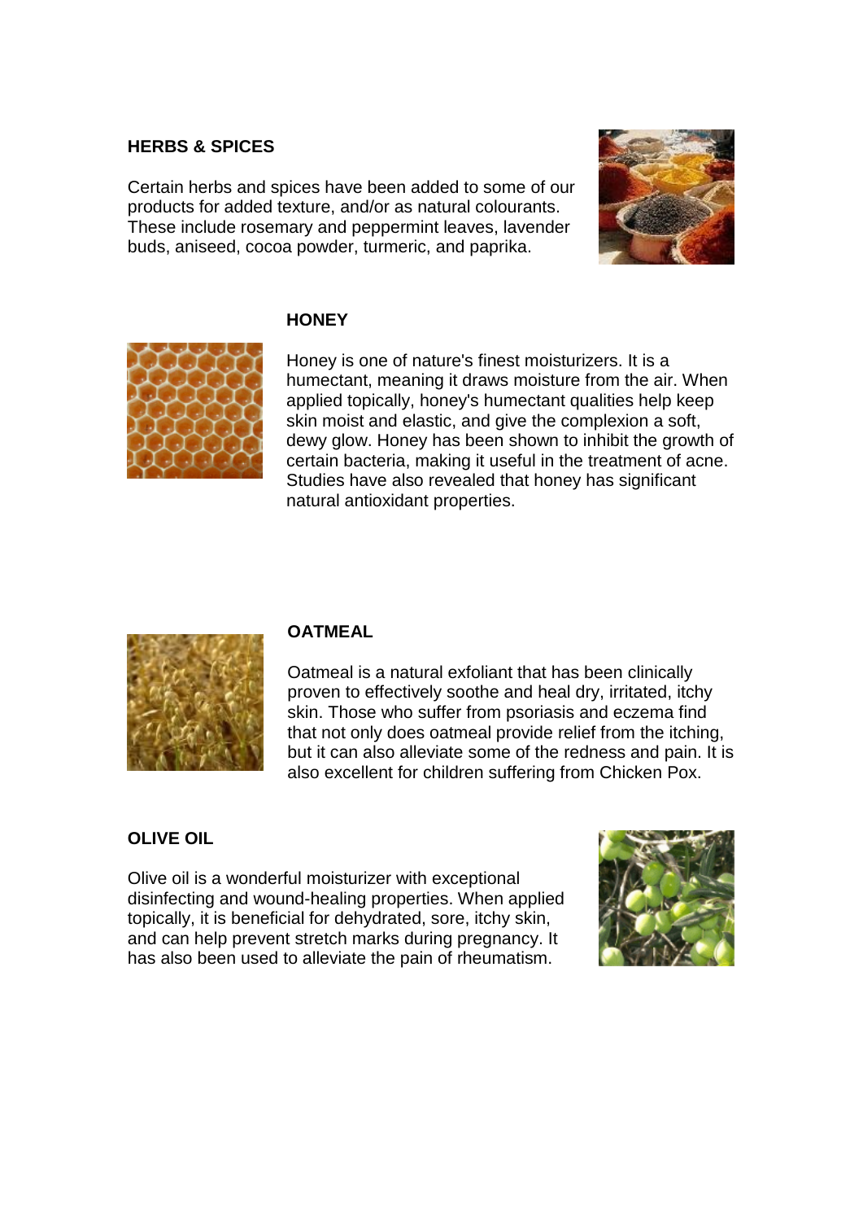## HERBS & SPICES

Certain herbs and spices have been added to some of our products for added texture, and/or as natural colourants. These include rosemary and peppermint leaves, lavender buds, aniseed, cocoa powder, turmeric, and paprika.

## HONEY

Honey is one of nature's finest moisturizers. It is a humectant, meaning it draws moisture from the air. When applied topically, honey's humectant qualities help keep skin moist and elastic, and give the complexion a soft, dewy glow. Honey has been shown to inhibit the growth of certain bacteria, making it useful in the treatment of acne. Studies have also revealed that honey has significant natural antioxidant properties.

## OATMEAL

Oatmeal is a natural exfoliant that has been clinically proven to effectively soothe and heal dry, irritated, itchy skin. Those who suffer from psoriasis and eczema find that not only does oatmeal provide relief from the itching, but it can also alleviate some of the redness and pain. It is also excellent for children suffering from Chicken Pox.

## OLIVE OIL

Olive oil is a wonderful moisturizer with exceptional disinfecting and wound-healing properties. When applied topically, it is beneficial for dehydrated, sore, itchy skin, and can help prevent stretch marks during pregnancy. It has also been used to alleviate the pain of rheumatism.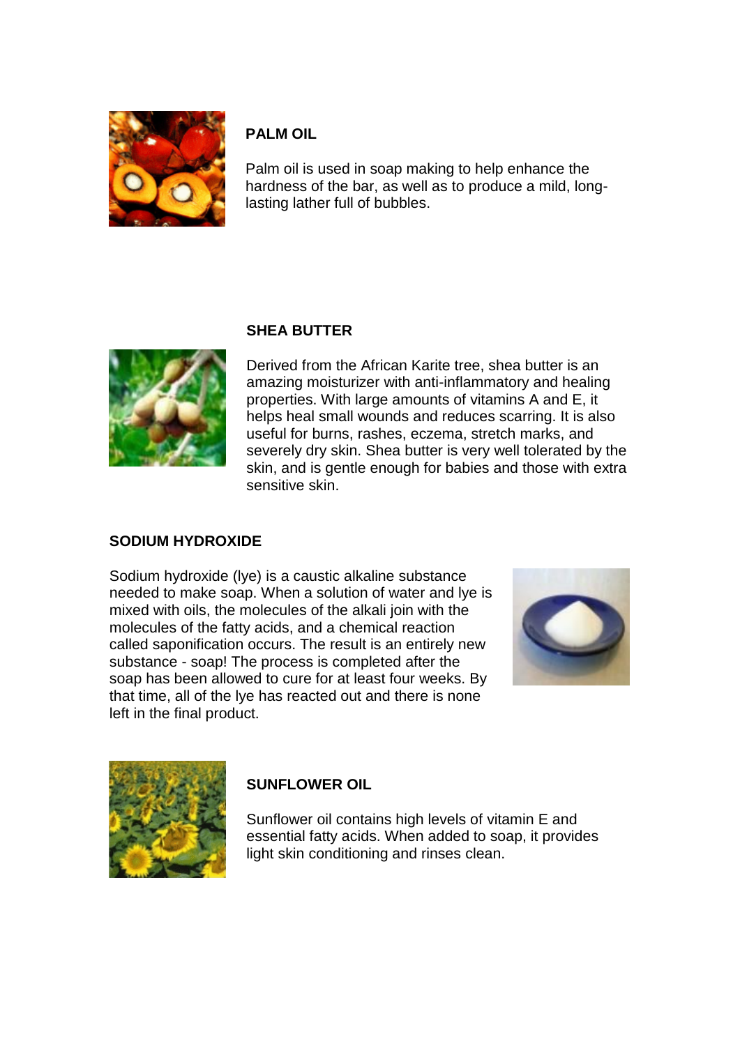**PALM OIL**

Palm oil is used in soap making to help enhance the hardness of the bar, as well as to produce a mild, long-lasting lather full of bubbles.

**SHEA BUTTER**

Derived from the African Karite tree, shea butter is an amazing moisturizer with anti-inflammatory and healing properties. With large amounts of vitamins A and E, it helps heal small wounds and reduces scarring. It is also useful for burns, rashes, eczema, stretch marks, and severely dry skin. Shea butter is very well tolerated by the skin, and is gentle enough for babies and those with extra sensitive skin.

**SODIUM HYDROXIDE**

Sodium hydroxide (lye) is a caustic alkaline substance needed to make soap. When a solution of water and lye is mixed with oils, the molecules of the alkali join with the molecules of the fatty acids, and a chemical reaction called saponification occurs. The result is an entirely new substance - soap! The process is completed after the soap has been allowed to cure for at least four weeks. By that time, all of the lye has reacted out and there is none left in the final product.

**SUNFLOWER OIL**

Sunflower oil contains high levels of vitamin E and essential fatty acids. When added to soap, it provides light skin conditioning and rinses clean.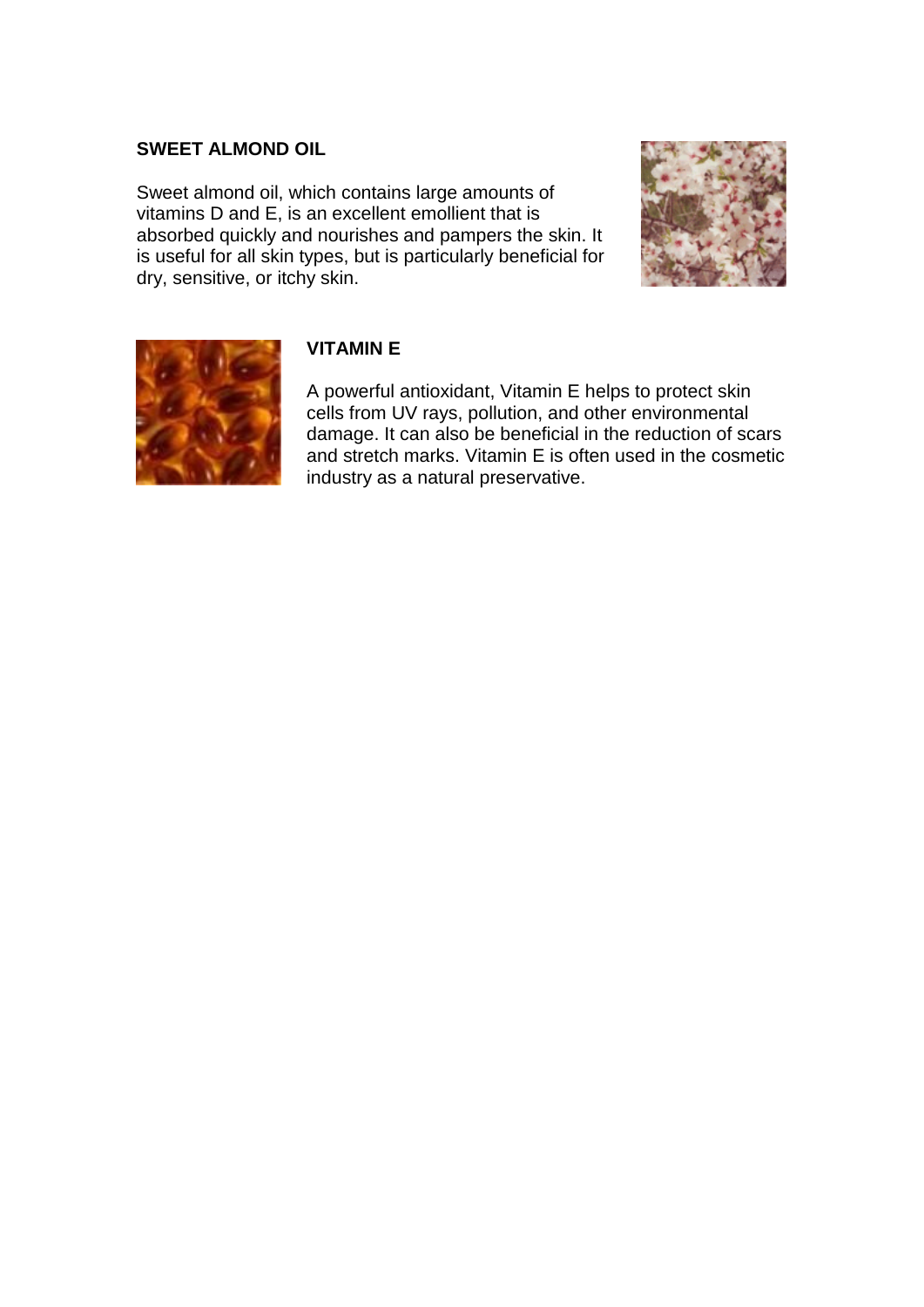## SWEET ALMOND OIL

Sweet almond oil, which contains large amounts of vitamins D and E, is an excellent emollient that is absorbed quickly and nourishes and pampers the skin. It is useful for all skin types, but is particularly beneficial for dry, sensitive, or itchy skin.

## VITAMIN E

A powerful antioxidant, Vitamin E helps to protect skin cells from UV rays, pollution, and other environmental damage. It can also be beneficial in the reduction of scars and stretch marks. Vitamin E is often used in the cosmetic industry as a natural preservative.